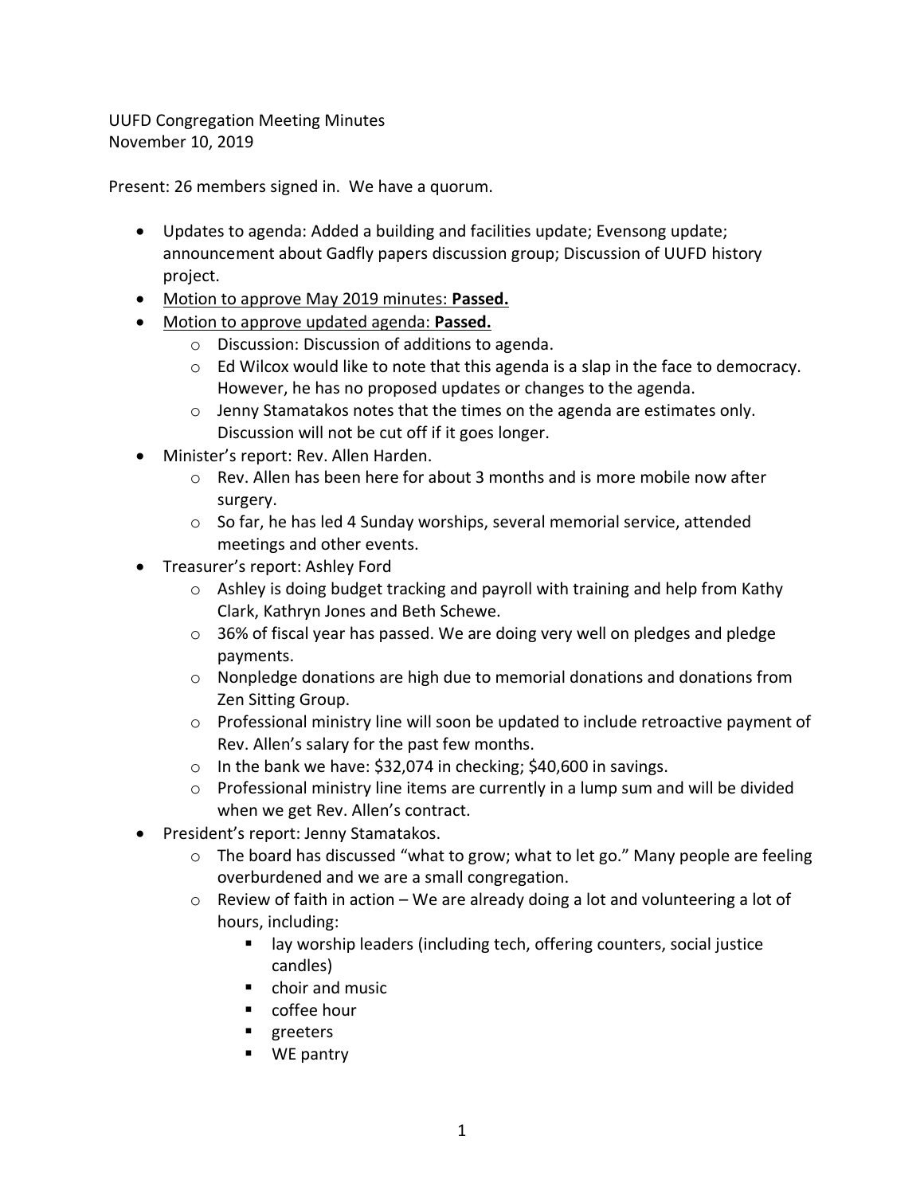UUFD Congregation Meeting Minutes
November 10, 2019

Present: 26 members signed in. We have a quorum.

- Updates to agenda: Added a building and facilities update; Evensong update; announcement about Gadfly papers discussion group; Discussion of UUFD history project.
- <u>Motion to approve May 2019 minutes:</u> **Passed.**
- <u>Motion to approve updated agenda:</u> **Passed.**
    - Discussion: Discussion of additions to agenda.
    - Ed Wilcox would like to note that this agenda is a slap in the face to democracy. However, he has no proposed updates or changes to the agenda.
    - Jenny Stamatakos notes that the times on the agenda are estimates only. Discussion will not be cut off if it goes longer.
- Minister's report: Rev. Allen Harden.
    - Rev. Allen has been here for about 3 months and is more mobile now after surgery.
    - So far, he has led 4 Sunday worships, several memorial service, attended meetings and other events.
- Treasurer's report: Ashley Ford
    - Ashley is doing budget tracking and payroll with training and help from Kathy Clark, Kathryn Jones and Beth Schewe.
    - 36% of fiscal year has passed. We are doing very well on pledges and pledge payments.
    - Nonpledge donations are high due to memorial donations and donations from Zen Sitting Group.
    - Professional ministry line will soon be updated to include retroactive payment of Rev. Allen's salary for the past few months.
    - In the bank we have: $32,074 in checking; $40,600 in savings.
    - Professional ministry line items are currently in a lump sum and will be divided when we get Rev. Allen's contract.
- President's report: Jenny Stamatakos.
    - The board has discussed "what to grow; what to let go." Many people are feeling overburdened and we are a small congregation.
    - Review of faith in action – We are already doing a lot and volunteering a lot of hours, including:
        - lay worship leaders (including tech, offering counters, social justice candles)
        - choir and music
        - coffee hour
        - greeters
        - WE pantry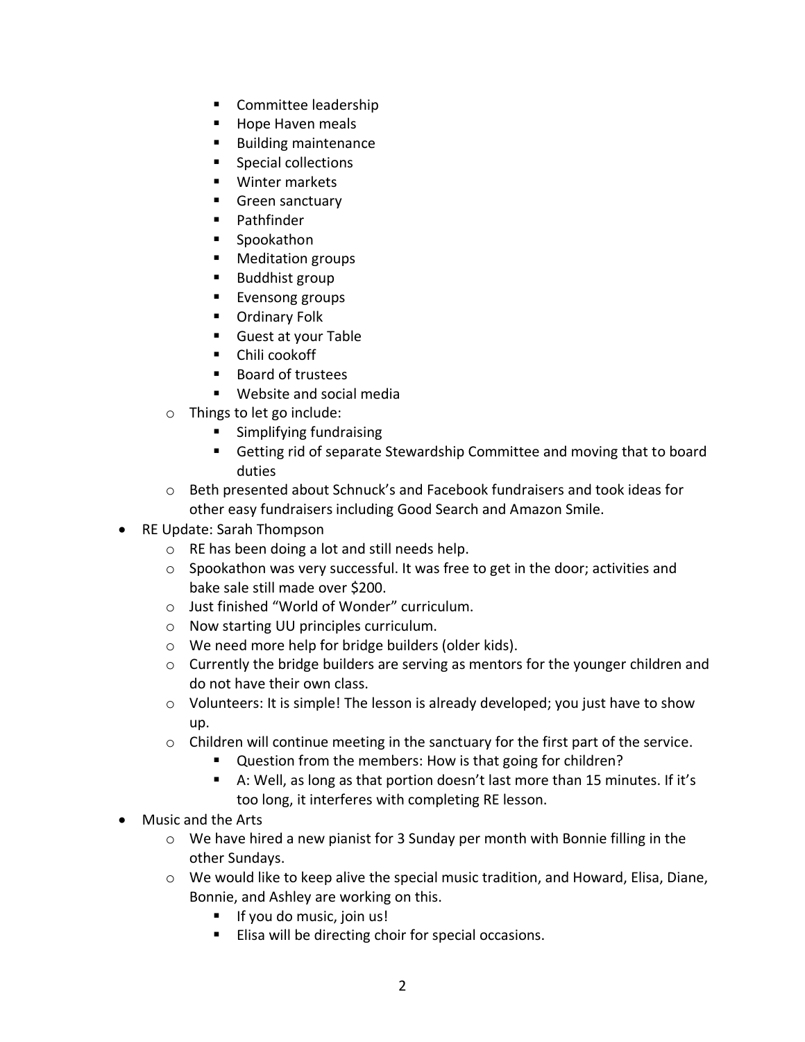- Committee leadership
    - Hope Haven meals
    - Building maintenance
    - Special collections
    - Winter markets
    - Green sanctuary
    - Pathfinder
    - Spookathon
    - Meditation groups
    - Buddhist group
    - Evensong groups
    - Ordinary Folk
    - Guest at your Table
    - Chili cookoff
    - Board of trustees
    - Website and social media
  - Things to let go include:
    - Simplifying fundraising
    - Getting rid of separate Stewardship Committee and moving that to board duties
  - Beth presented about Schnuck's and Facebook fundraisers and took ideas for other easy fundraisers including Good Search and Amazon Smile.
- RE Update: Sarah Thompson
  - RE has been doing a lot and still needs help.
  - Spookathon was very successful. It was free to get in the door; activities and bake sale still made over $200.
  - Just finished "World of Wonder" curriculum.
  - Now starting UU principles curriculum.
  - We need more help for bridge builders (older kids).
  - Currently the bridge builders are serving as mentors for the younger children and do not have their own class.
  - Volunteers: It is simple! The lesson is already developed; you just have to show up.
  - Children will continue meeting in the sanctuary for the first part of the service.
    - Question from the members: How is that going for children?
    - A: Well, as long as that portion doesn't last more than 15 minutes. If it's too long, it interferes with completing RE lesson.
- Music and the Arts
  - We have hired a new pianist for 3 Sunday per month with Bonnie filling in the other Sundays.
  - We would like to keep alive the special music tradition, and Howard, Elisa, Diane, Bonnie, and Ashley are working on this.
    - If you do music, join us!
    - Elisa will be directing choir for special occasions.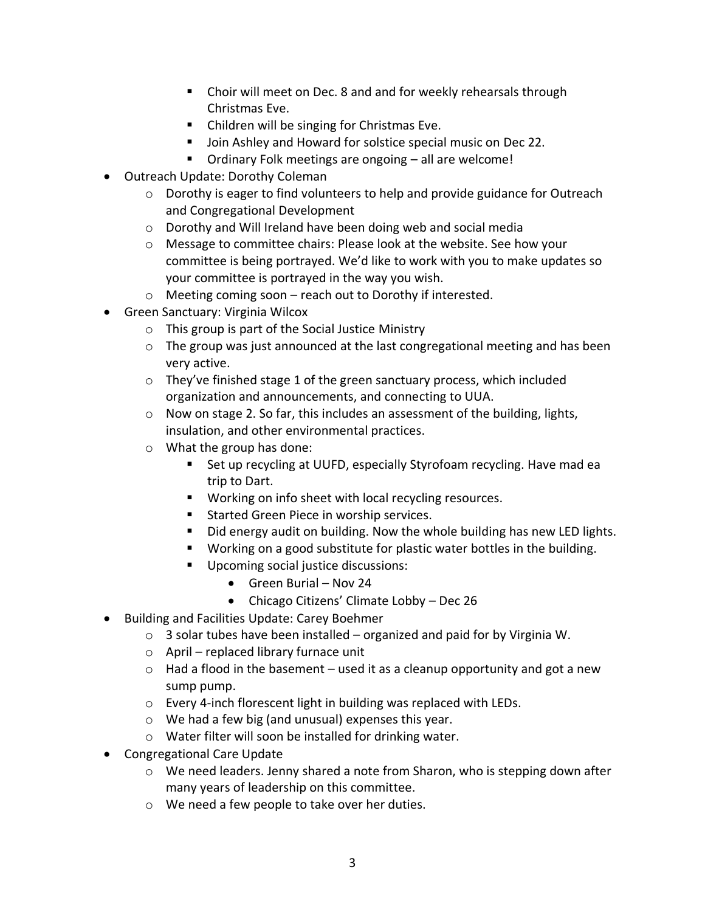- Choir will meet on Dec. 8 and and for weekly rehearsals through Christmas Eve.
        - Children will be singing for Christmas Eve.
        - Join Ashley and Howard for solstice special music on Dec 22.
        - Ordinary Folk meetings are ongoing – all are welcome!

- Outreach Update: Dorothy Coleman
    - Dorothy is eager to find volunteers to help and provide guidance for Outreach and Congregational Development
    - Dorothy and Will Ireland have been doing web and social media
    - Message to committee chairs: Please look at the website. See how your committee is being portrayed. We'd like to work with you to make updates so your committee is portrayed in the way you wish.
    - Meeting coming soon – reach out to Dorothy if interested.
- Green Sanctuary: Virginia Wilcox
    - This group is part of the Social Justice Ministry
    - The group was just announced at the last congregational meeting and has been very active.
    - They've finished stage 1 of the green sanctuary process, which included organization and announcements, and connecting to UUA.
    - Now on stage 2. So far, this includes an assessment of the building, lights, insulation, and other environmental practices.
    - What the group has done:
        - Set up recycling at UUFD, especially Styrofoam recycling. Have mad ea trip to Dart.
        - Working on info sheet with local recycling resources.
        - Started Green Piece in worship services.
        - Did energy audit on building. Now the whole building has new LED lights.
        - Working on a good substitute for plastic water bottles in the building.
        - Upcoming social justice discussions:
            - Green Burial – Nov 24
            - Chicago Citizens' Climate Lobby – Dec 26
- Building and Facilities Update: Carey Boehmer
    - 3 solar tubes have been installed – organized and paid for by Virginia W.
    - April – replaced library furnace unit
    - Had a flood in the basement – used it as a cleanup opportunity and got a new sump pump.
    - Every 4-inch florescent light in building was replaced with LEDs.
    - We had a few big (and unusual) expenses this year.
    - Water filter will soon be installed for drinking water.
- Congregational Care Update
    - We need leaders. Jenny shared a note from Sharon, who is stepping down after many years of leadership on this committee.
    - We need a few people to take over her duties.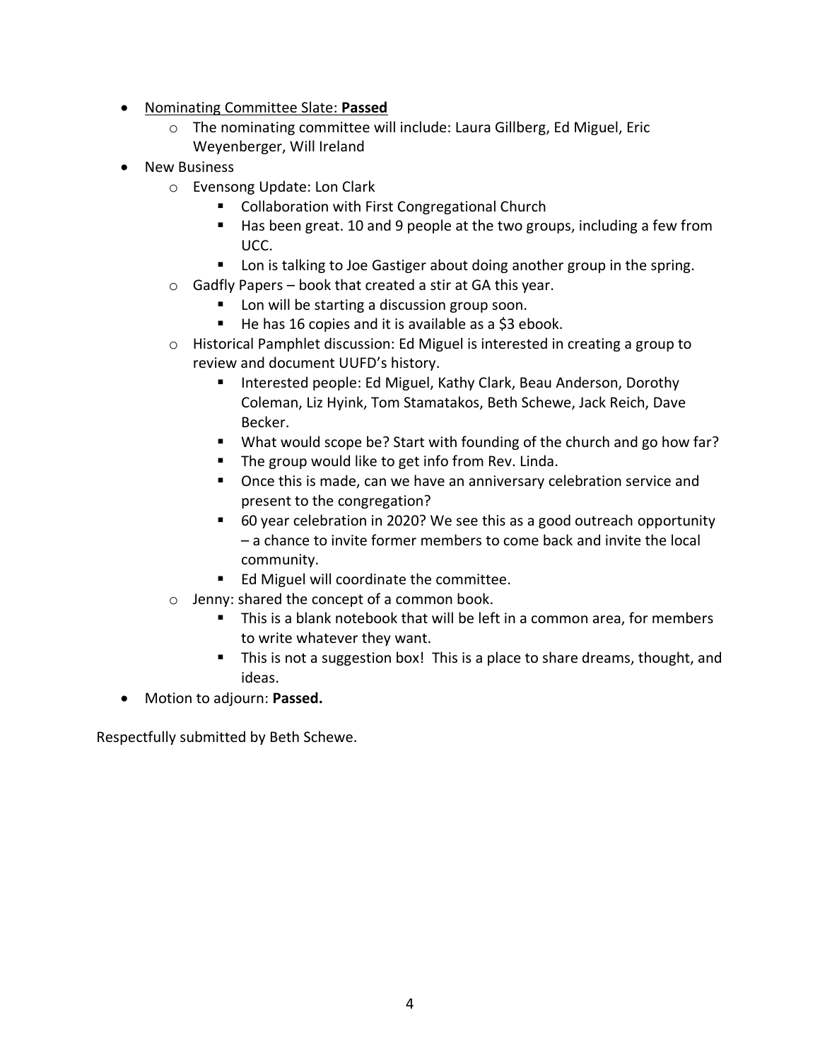- <u>Nominating Committee Slate: **Passed**</u>
  - The nominating committee will include: Laura Gillberg, Ed Miguel, Eric Weyenberger, Will Ireland
- New Business
  - Evensong Update: Lon Clark
    - Collaboration with First Congregational Church
    - Has been great. 10 and 9 people at the two groups, including a few from UCC.
    - Lon is talking to Joe Gastiger about doing another group in the spring.
  - Gadfly Papers – book that created a stir at GA this year.
    - Lon will be starting a discussion group soon.
    - He has 16 copies and it is available as a $3 ebook.
  - Historical Pamphlet discussion: Ed Miguel is interested in creating a group to review and document UUFD's history.
    - Interested people: Ed Miguel, Kathy Clark, Beau Anderson, Dorothy Coleman, Liz Hyink, Tom Stamatakos, Beth Schewe, Jack Reich, Dave Becker.
    - What would scope be? Start with founding of the church and go how far?
    - The group would like to get info from Rev. Linda.
    - Once this is made, can we have an anniversary celebration service and present to the congregation?
    - 60 year celebration in 2020? We see this as a good outreach opportunity – a chance to invite former members to come back and invite the local community.
    - Ed Miguel will coordinate the committee.
  - Jenny: shared the concept of a common book.
    - This is a blank notebook that will be left in a common area, for members to write whatever they want.
    - This is not a suggestion box! This is a place to share dreams, thought, and ideas.
- Motion to adjourn: **Passed.**

Respectfully submitted by Beth Schewe.